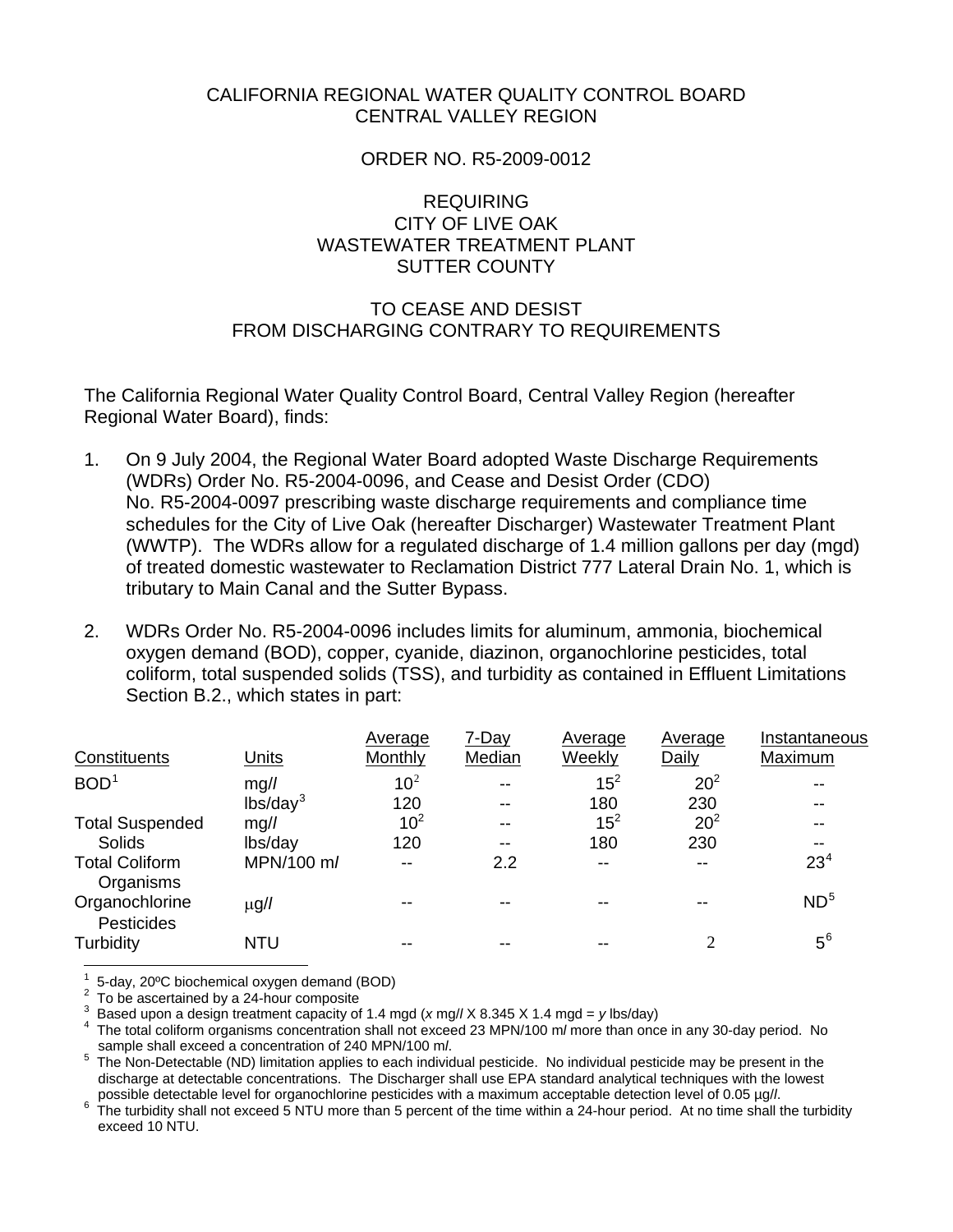CALIFORNIA REGIONAL WATER QUALITY CONTROL BOARD
CENTRAL VALLEY REGION

ORDER NO. R5-2009-0012

REQUIRING
CITY OF LIVE OAK
WASTEWATER TREATMENT PLANT
SUTTER COUNTY

TO CEASE AND DESIST
FROM DISCHARGING CONTRARY TO REQUIREMENTS

The California Regional Water Quality Control Board, Central Valley Region (hereafter Regional Water Board), finds:

1. On 9 July 2004, the Regional Water Board adopted Waste Discharge Requirements (WDRs) Order No. R5-2004-0096, and Cease and Desist Order (CDO) No. R5-2004-0097 prescribing waste discharge requirements and compliance time schedules for the City of Live Oak (hereafter Discharger) Wastewater Treatment Plant (WWTP). The WDRs allow for a regulated discharge of 1.4 million gallons per day (mgd) of treated domestic wastewater to Reclamation District 777 Lateral Drain No. 1, which is tributary to Main Canal and the Sutter Bypass.

2. WDRs Order No. R5-2004-0096 includes limits for aluminum, ammonia, biochemical oxygen demand (BOD), copper, cyanide, diazinon, organochlorine pesticides, total coliform, total suspended solids (TSS), and turbidity as contained in Effluent Limitations Section B.2., which states in part:

| Constituents | Units | Average Monthly | 7-Day Median | Average Weekly | Average Daily | Instantaneous Maximum |
|---|---|---|---|---|---|---|
| BOD[1] | mg/l | 10[2] | -- | 15[2] | 20[2] | -- |
| | lbs/day[3] | 120 | -- | 180 | 230 | -- |
| Total Suspended Solids | mg/l | 10[2] | -- | 15[2] | 20[2] | -- |
| | lbs/day | 120 | -- | 180 | 230 | -- |
| Total Coliform Organisms | MPN/100 ml | -- | 2.2 | -- | -- | 23[4] |
| Organochlorine Pesticides | μg/l | -- | -- | -- | -- | ND[5] |
| Turbidity | NTU | -- | -- | -- | 2 | 5[6] |

[1] 5-day, 20ºC biochemical oxygen demand (BOD)
[2] To be ascertained by a 24-hour composite
[3] Based upon a design treatment capacity of 1.4 mgd (*x* mg/l X 8.345 X 1.4 mgd = *y* lbs/day)
[4] The total coliform organisms concentration shall not exceed 23 MPN/100 ml more than once in any 30-day period. No sample shall exceed a concentration of 240 MPN/100 ml.
[5] The Non-Detectable (ND) limitation applies to each individual pesticide. No individual pesticide may be present in the discharge at detectable concentrations. The Discharger shall use EPA standard analytical techniques with the lowest possible detectable level for organochlorine pesticides with a maximum acceptable detection level of 0.05 μg/l.
[6] The turbidity shall not exceed 5 NTU more than 5 percent of the time within a 24-hour period. At no time shall the turbidity exceed 10 NTU.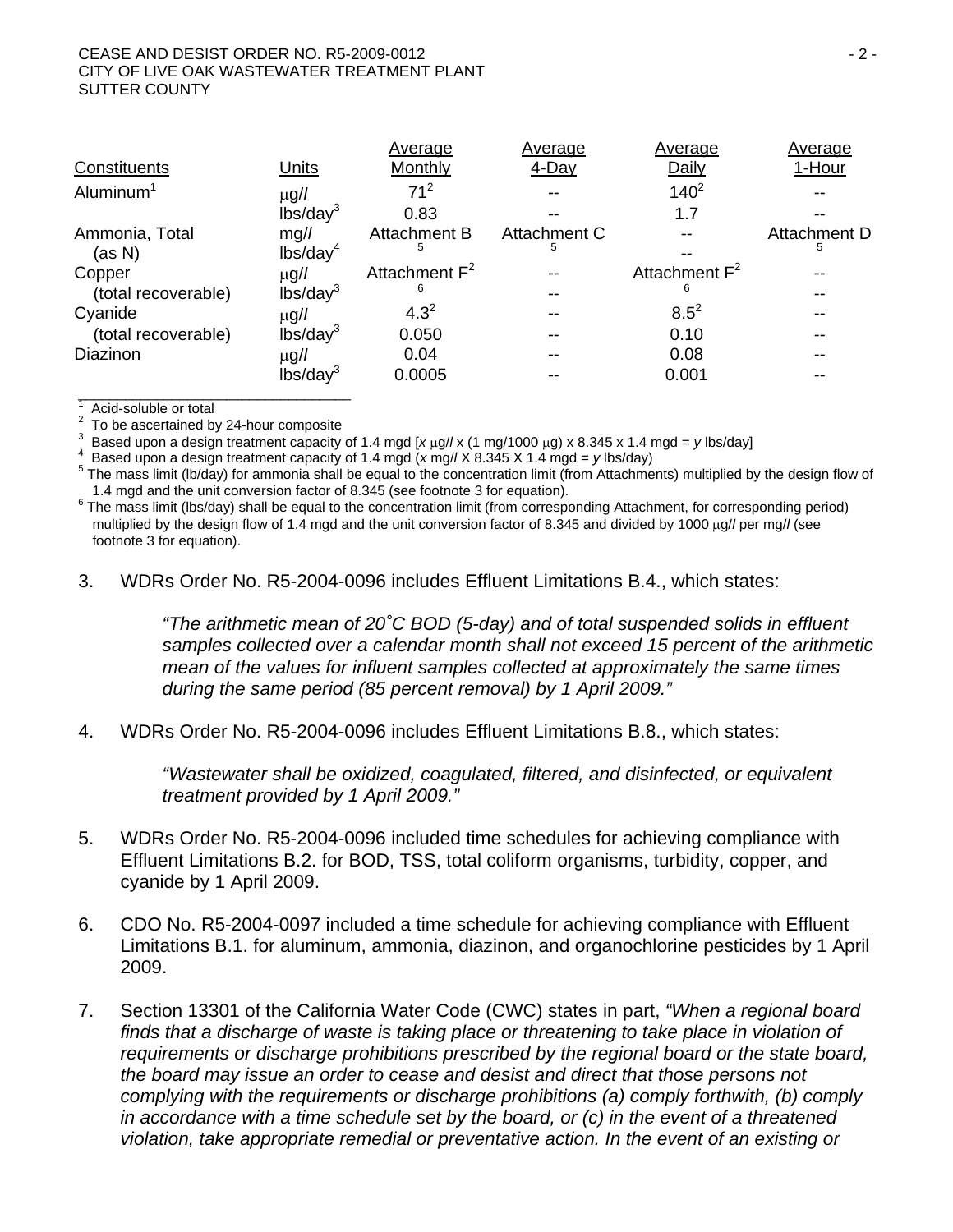| Constituents | Units | Average Monthly | Average 4-Day | Average Daily | Average 1-Hour |
|---|---|---|---|---|---|
| Aluminum[1] | µg/l | 71[2] | -- | 140[2] | -- |
| | lbs/day[3] | 0.83 | -- | 1.7 | -- |
| Ammonia, Total | mg/l | Attachment B | Attachment C | -- | Attachment D |
| (as N) | lbs/day[4] | [5] | [5] | -- | [5] |
| Copper | µg/l | Attachment F[2] | -- | Attachment F[2] | -- |
| (total recoverable) | lbs/day[3] | [6] | -- | [6] | -- |
| Cyanide | µg/l | 4.3[2] | -- | 8.5[2] | -- |
| (total recoverable) | lbs/day[3] | 0.050 | -- | 0.10 | -- |
| Diazinon | µg/l | 0.04 | -- | 0.08 | -- |
| | lbs/day[3] | 0.0005 | -- | 0.001 | -- |

[1] Acid-soluble or total
[2] To be ascertained by 24-hour composite
[3] Based upon a design treatment capacity of 1.4 mgd [*x* µg/l x (1 mg/1000 µg) x 8.345 x 1.4 mgd = *y* lbs/day]
[4] Based upon a design treatment capacity of 1.4 mgd (*x* mg/l X 8.345 X 1.4 mgd = *y* lbs/day)
[5] The mass limit (lb/day) for ammonia shall be equal to the concentration limit (from Attachments) multiplied by the design flow of 1.4 mgd and the unit conversion factor of 8.345 (see footnote 3 for equation).
[6] The mass limit (lbs/day) shall be equal to the concentration limit (from corresponding Attachment, for corresponding period) multiplied by the design flow of 1.4 mgd and the unit conversion factor of 8.345 and divided by 1000 µg/l per mg/l (see footnote 3 for equation).

3. WDRs Order No. R5-2004-0096 includes Effluent Limitations B.4., which states:

   *"The arithmetic mean of 20˚C BOD (5-day) and of total suspended solids in effluent samples collected over a calendar month shall not exceed 15 percent of the arithmetic mean of the values for influent samples collected at approximately the same times during the same period (85 percent removal) by 1 April 2009."*

4. WDRs Order No. R5-2004-0096 includes Effluent Limitations B.8., which states:

   *"Wastewater shall be oxidized, coagulated, filtered, and disinfected, or equivalent treatment provided by 1 April 2009."*

5. WDRs Order No. R5-2004-0096 included time schedules for achieving compliance with Effluent Limitations B.2. for BOD, TSS, total coliform organisms, turbidity, copper, and cyanide by 1 April 2009.

6. CDO No. R5-2004-0097 included a time schedule for achieving compliance with Effluent Limitations B.1. for aluminum, ammonia, diazinon, and organochlorine pesticides by 1 April 2009.

7. Section 13301 of the California Water Code (CWC) states in part, *"When a regional board finds that a discharge of waste is taking place or threatening to take place in violation of requirements or discharge prohibitions prescribed by the regional board or the state board, the board may issue an order to cease and desist and direct that those persons not complying with the requirements or discharge prohibitions (a) comply forthwith, (b) comply in accordance with a time schedule set by the board, or (c) in the event of a threatened violation, take appropriate remedial or preventative action. In the event of an existing or*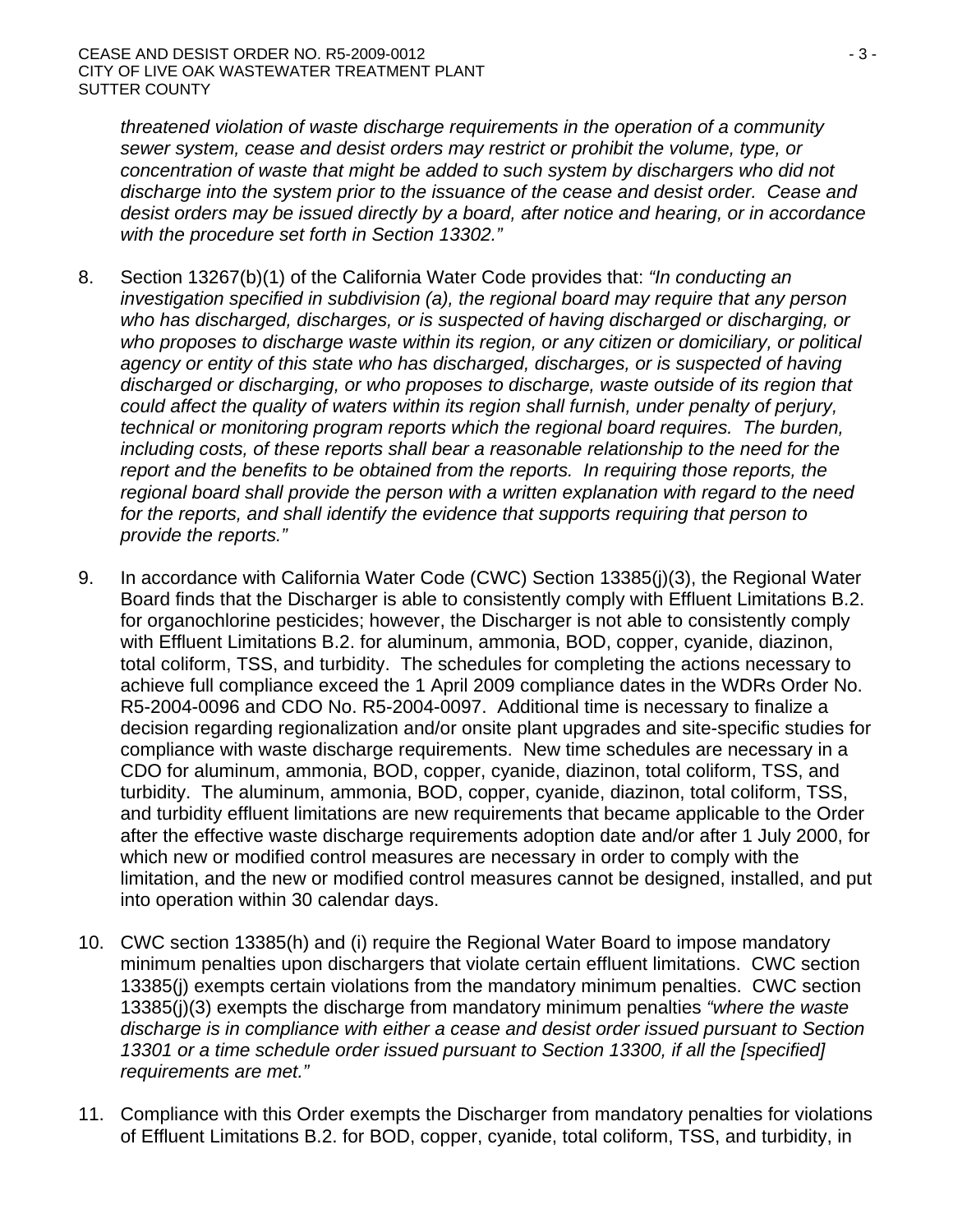*threatened violation of waste discharge requirements in the operation of a community sewer system, cease and desist orders may restrict or prohibit the volume, type, or concentration of waste that might be added to such system by dischargers who did not discharge into the system prior to the issuance of the cease and desist order. Cease and desist orders may be issued directly by a board, after notice and hearing, or in accordance with the procedure set forth in Section 13302."*

8. Section 13267(b)(1) of the California Water Code provides that: *"In conducting an investigation specified in subdivision (a), the regional board may require that any person who has discharged, discharges, or is suspected of having discharged or discharging, or who proposes to discharge waste within its region, or any citizen or domiciliary, or political agency or entity of this state who has discharged, discharges, or is suspected of having discharged or discharging, or who proposes to discharge, waste outside of its region that could affect the quality of waters within its region shall furnish, under penalty of perjury, technical or monitoring program reports which the regional board requires. The burden, including costs, of these reports shall bear a reasonable relationship to the need for the report and the benefits to be obtained from the reports. In requiring those reports, the regional board shall provide the person with a written explanation with regard to the need for the reports, and shall identify the evidence that supports requiring that person to provide the reports."*

9. In accordance with California Water Code (CWC) Section 13385(j)(3), the Regional Water Board finds that the Discharger is able to consistently comply with Effluent Limitations B.2. for organochlorine pesticides; however, the Discharger is not able to consistently comply with Effluent Limitations B.2. for aluminum, ammonia, BOD, copper, cyanide, diazinon, total coliform, TSS, and turbidity. The schedules for completing the actions necessary to achieve full compliance exceed the 1 April 2009 compliance dates in the WDRs Order No. R5-2004-0096 and CDO No. R5-2004-0097. Additional time is necessary to finalize a decision regarding regionalization and/or onsite plant upgrades and site-specific studies for compliance with waste discharge requirements. New time schedules are necessary in a CDO for aluminum, ammonia, BOD, copper, cyanide, diazinon, total coliform, TSS, and turbidity. The aluminum, ammonia, BOD, copper, cyanide, diazinon, total coliform, TSS, and turbidity effluent limitations are new requirements that became applicable to the Order after the effective waste discharge requirements adoption date and/or after 1 July 2000, for which new or modified control measures are necessary in order to comply with the limitation, and the new or modified control measures cannot be designed, installed, and put into operation within 30 calendar days.

10. CWC section 13385(h) and (i) require the Regional Water Board to impose mandatory minimum penalties upon dischargers that violate certain effluent limitations. CWC section 13385(j) exempts certain violations from the mandatory minimum penalties. CWC section 13385(j)(3) exempts the discharge from mandatory minimum penalties *"where the waste discharge is in compliance with either a cease and desist order issued pursuant to Section 13301 or a time schedule order issued pursuant to Section 13300, if all the [specified] requirements are met."*

11. Compliance with this Order exempts the Discharger from mandatory penalties for violations of Effluent Limitations B.2. for BOD, copper, cyanide, total coliform, TSS, and turbidity, in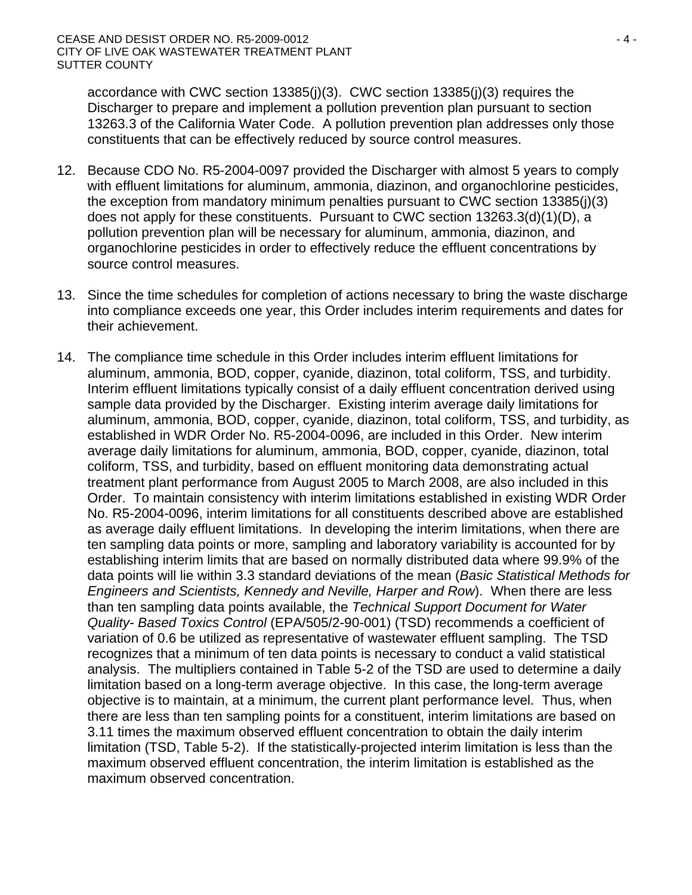accordance with CWC section 13385(j)(3). CWC section 13385(j)(3) requires the Discharger to prepare and implement a pollution prevention plan pursuant to section 13263.3 of the California Water Code. A pollution prevention plan addresses only those constituents that can be effectively reduced by source control measures.

12. Because CDO No. R5-2004-0097 provided the Discharger with almost 5 years to comply with effluent limitations for aluminum, ammonia, diazinon, and organochlorine pesticides, the exception from mandatory minimum penalties pursuant to CWC section 13385(j)(3) does not apply for these constituents. Pursuant to CWC section 13263.3(d)(1)(D), a pollution prevention plan will be necessary for aluminum, ammonia, diazinon, and organochlorine pesticides in order to effectively reduce the effluent concentrations by source control measures.

13. Since the time schedules for completion of actions necessary to bring the waste discharge into compliance exceeds one year, this Order includes interim requirements and dates for their achievement.

14. The compliance time schedule in this Order includes interim effluent limitations for aluminum, ammonia, BOD, copper, cyanide, diazinon, total coliform, TSS, and turbidity. Interim effluent limitations typically consist of a daily effluent concentration derived using sample data provided by the Discharger. Existing interim average daily limitations for aluminum, ammonia, BOD, copper, cyanide, diazinon, total coliform, TSS, and turbidity, as established in WDR Order No. R5-2004-0096, are included in this Order. New interim average daily limitations for aluminum, ammonia, BOD, copper, cyanide, diazinon, total coliform, TSS, and turbidity, based on effluent monitoring data demonstrating actual treatment plant performance from August 2005 to March 2008, are also included in this Order. To maintain consistency with interim limitations established in existing WDR Order No. R5-2004-0096, interim limitations for all constituents described above are established as average daily effluent limitations. In developing the interim limitations, when there are ten sampling data points or more, sampling and laboratory variability is accounted for by establishing interim limits that are based on normally distributed data where 99.9% of the data points will lie within 3.3 standard deviations of the mean (*Basic Statistical Methods for Engineers and Scientists, Kennedy and Neville, Harper and Row*). When there are less than ten sampling data points available, the *Technical Support Document for Water Quality- Based Toxics Control* (EPA/505/2-90-001) (TSD) recommends a coefficient of variation of 0.6 be utilized as representative of wastewater effluent sampling. The TSD recognizes that a minimum of ten data points is necessary to conduct a valid statistical analysis. The multipliers contained in Table 5-2 of the TSD are used to determine a daily limitation based on a long-term average objective. In this case, the long-term average objective is to maintain, at a minimum, the current plant performance level. Thus, when there are less than ten sampling points for a constituent, interim limitations are based on 3.11 times the maximum observed effluent concentration to obtain the daily interim limitation (TSD, Table 5-2). If the statistically-projected interim limitation is less than the maximum observed effluent concentration, the interim limitation is established as the maximum observed concentration.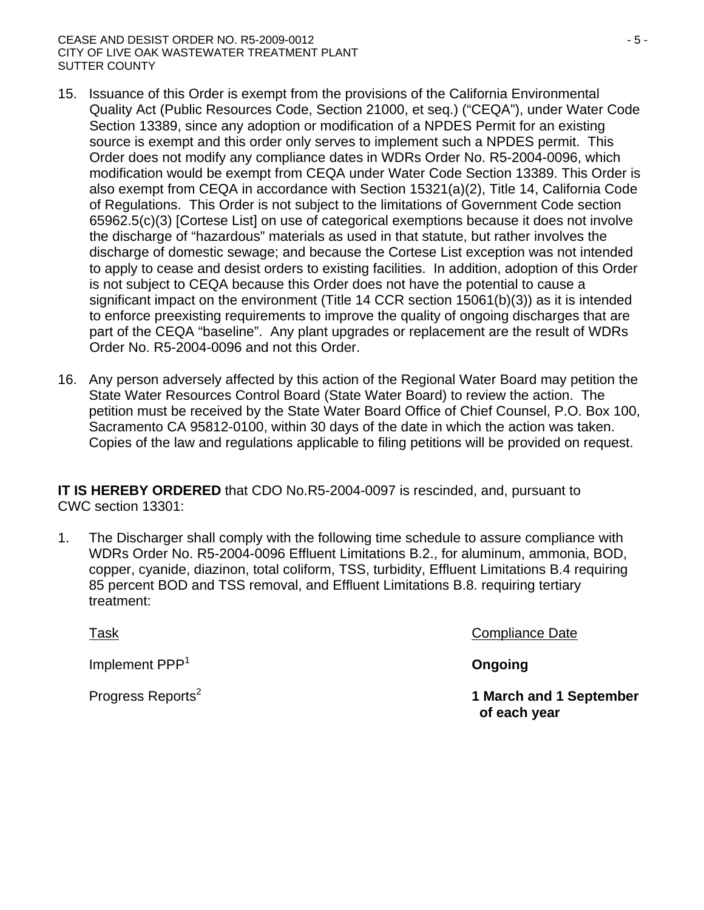15. Issuance of this Order is exempt from the provisions of the California Environmental Quality Act (Public Resources Code, Section 21000, et seq.) ("CEQA"), under Water Code Section 13389, since any adoption or modification of a NPDES Permit for an existing source is exempt and this order only serves to implement such a NPDES permit. This Order does not modify any compliance dates in WDRs Order No. R5-2004-0096, which modification would be exempt from CEQA under Water Code Section 13389. This Order is also exempt from CEQA in accordance with Section 15321(a)(2), Title 14, California Code of Regulations. This Order is not subject to the limitations of Government Code section 65962.5(c)(3) [Cortese List] on use of categorical exemptions because it does not involve the discharge of "hazardous" materials as used in that statute, but rather involves the discharge of domestic sewage; and because the Cortese List exception was not intended to apply to cease and desist orders to existing facilities. In addition, adoption of this Order is not subject to CEQA because this Order does not have the potential to cause a significant impact on the environment (Title 14 CCR section 15061(b)(3)) as it is intended to enforce preexisting requirements to improve the quality of ongoing discharges that are part of the CEQA "baseline". Any plant upgrades or replacement are the result of WDRs Order No. R5-2004-0096 and not this Order.

16. Any person adversely affected by this action of the Regional Water Board may petition the State Water Resources Control Board (State Water Board) to review the action. The petition must be received by the State Water Board Office of Chief Counsel, P.O. Box 100, Sacramento CA 95812-0100, within 30 days of the date in which the action was taken. Copies of the law and regulations applicable to filing petitions will be provided on request.

**IT IS HEREBY ORDERED** that CDO No.R5-2004-0097 is rescinded, and, pursuant to CWC section 13301:

1. The Discharger shall comply with the following time schedule to assure compliance with WDRs Order No. R5-2004-0096 Effluent Limitations B.2., for aluminum, ammonia, BOD, copper, cyanide, diazinon, total coliform, TSS, turbidity, Effluent Limitations B.4 requiring 85 percent BOD and TSS removal, and Effluent Limitations B.8. requiring tertiary treatment:

| Task | Compliance Date |
|---|---|
| Implement PPP[1] | **Ongoing** |
| Progress Reports[2] | **1 March and 1 September of each year** |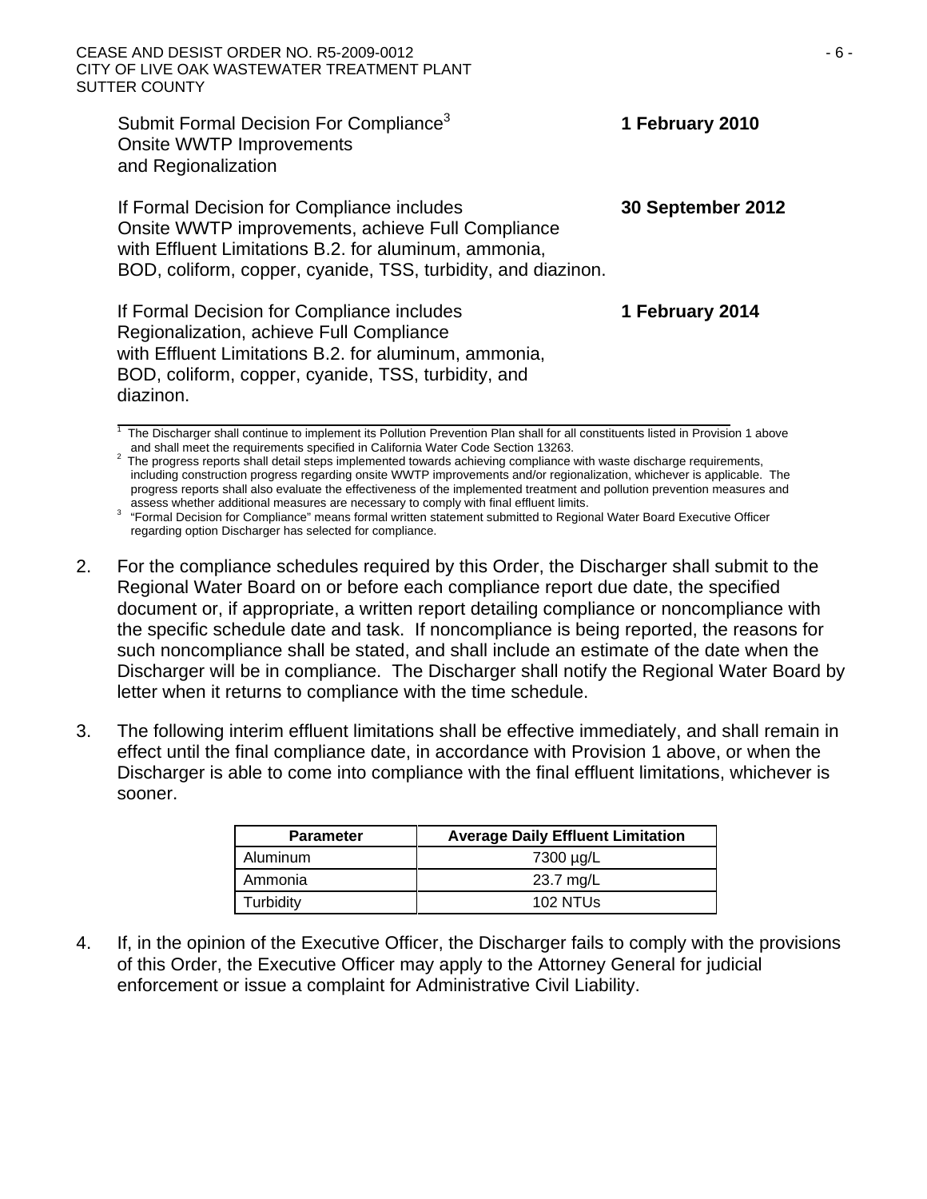| | |
|---|---|
| Submit Formal Decision For Compliance[3] Onsite WWTP Improvements and Regionalization | **1 February 2010** |
| If Formal Decision for Compliance includes Onsite WWTP improvements, achieve Full Compliance with Effluent Limitations B.2. for aluminum, ammonia, BOD, coliform, copper, cyanide, TSS, turbidity, and diazinon. | **30 September 2012** |
| If Formal Decision for Compliance includes Regionalization, achieve Full Compliance with Effluent Limitations B.2. for aluminum, ammonia, BOD, coliform, copper, cyanide, TSS, turbidity, and diazinon. | **1 February 2014** |

[1] The Discharger shall continue to implement its Pollution Prevention Plan shall for all constituents listed in Provision 1 above and shall meet the requirements specified in California Water Code Section 13263.

[2] The progress reports shall detail steps implemented towards achieving compliance with waste discharge requirements, including construction progress regarding onsite WWTP improvements and/or regionalization, whichever is applicable. The progress reports shall also evaluate the effectiveness of the implemented treatment and pollution prevention measures and assess whether additional measures are necessary to comply with final effluent limits.

[3] "Formal Decision for Compliance" means formal written statement submitted to Regional Water Board Executive Officer regarding option Discharger has selected for compliance.

2. For the compliance schedules required by this Order, the Discharger shall submit to the Regional Water Board on or before each compliance report due date, the specified document or, if appropriate, a written report detailing compliance or noncompliance with the specific schedule date and task. If noncompliance is being reported, the reasons for such noncompliance shall be stated, and shall include an estimate of the date when the Discharger will be in compliance. The Discharger shall notify the Regional Water Board by letter when it returns to compliance with the time schedule.

3. The following interim effluent limitations shall be effective immediately, and shall remain in effect until the final compliance date, in accordance with Provision 1 above, or when the Discharger is able to come into compliance with the final effluent limitations, whichever is sooner.

| Parameter | Average Daily Effluent Limitation |
|---|---|
| Aluminum | 7300 µg/L |
| Ammonia | 23.7 mg/L |
| Turbidity | 102 NTUs |

4. If, in the opinion of the Executive Officer, the Discharger fails to comply with the provisions of this Order, the Executive Officer may apply to the Attorney General for judicial enforcement or issue a complaint for Administrative Civil Liability.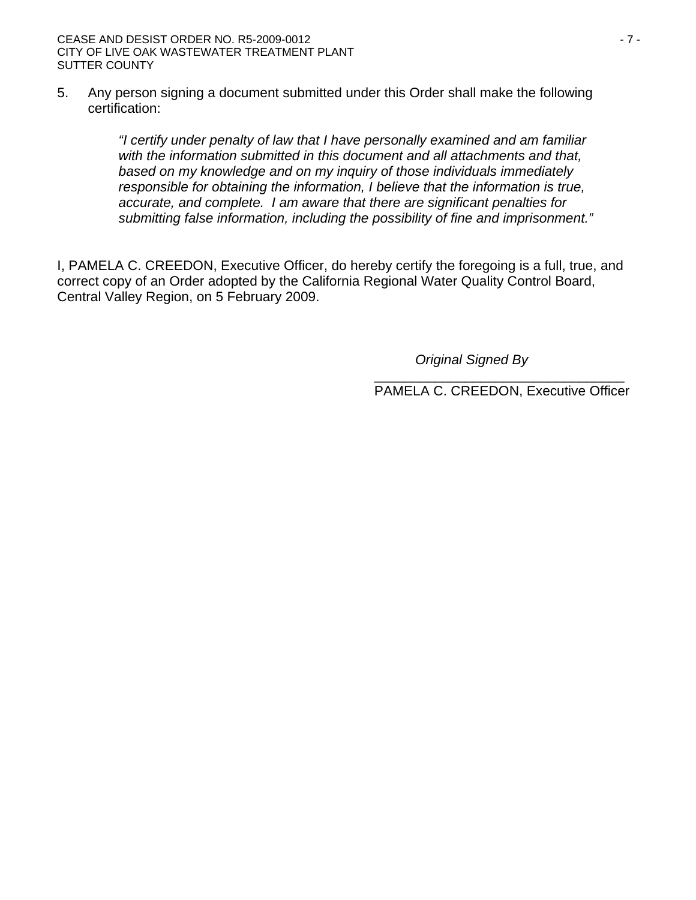5. Any person signing a document submitted under this Order shall make the following certification:

> *"I certify under penalty of law that I have personally examined and am familiar with the information submitted in this document and all attachments and that, based on my knowledge and on my inquiry of those individuals immediately responsible for obtaining the information, I believe that the information is true, accurate, and complete. I am aware that there are significant penalties for submitting false information, including the possibility of fine and imprisonment."*

I, PAMELA C. CREEDON, Executive Officer, do hereby certify the foregoing is a full, true, and correct copy of an Order adopted by the California Regional Water Quality Control Board, Central Valley Region, on 5 February 2009.

*Original Signed By*

\_\_\_\_\_\_\_\_\_\_\_\_\_\_\_\_\_\_\_\_\_\_\_\_\_\_\_\_\_\_\_\_\_\_

PAMELA C. CREEDON, Executive Officer